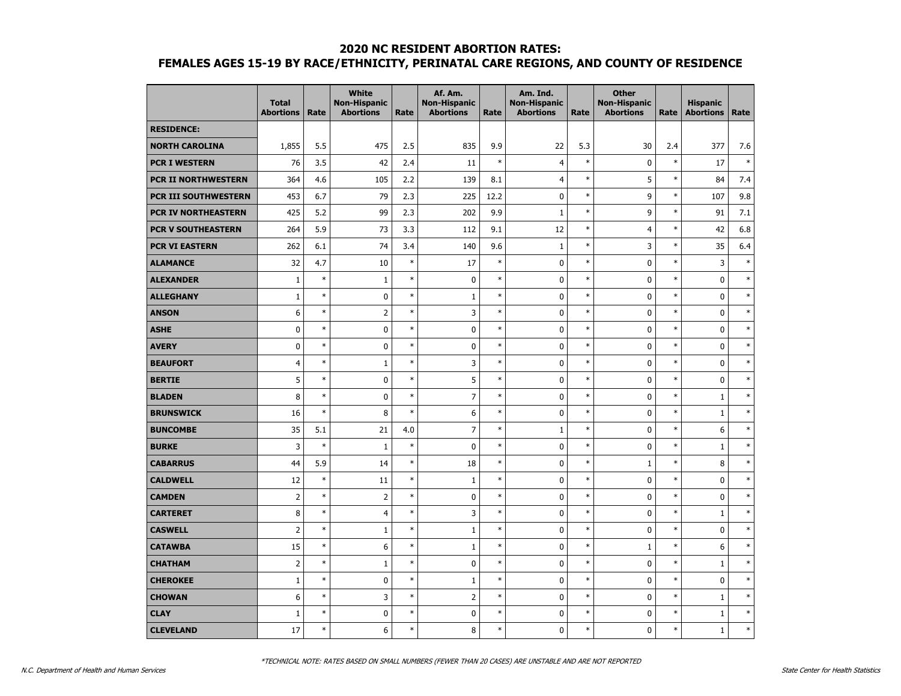# 2020 NC RESIDENT ABORTION RATES:
## FEMALES AGES 15-19 BY RACE/ETHNICITY, PERINATAL CARE REGIONS, AND COUNTY OF RESIDENCE

| | Total Abortions | Rate | White Non-Hispanic Abortions | Rate | Af. Am. Non-Hispanic Abortions | Rate | Am. Ind. Non-Hispanic Abortions | Rate | Other Non-Hispanic Abortions | Rate | Hispanic Abortions | Rate |
|---|---|---|---|---|---|---|---|---|---|---|---|---|
| **RESIDENCE:** | | | | | | | | | | | | |
| **NORTH CAROLINA** | 1,855 | 5.5 | 475 | 2.5 | 835 | 9.9 | 22 | 5.3 | 30 | 2.4 | 377 | 7.6 |
| **PCR I WESTERN** | 76 | 3.5 | 42 | 2.4 | 11 | * | 4 | * | 0 | * | 17 | * |
| **PCR II NORTHWESTERN** | 364 | 4.6 | 105 | 2.2 | 139 | 8.1 | 4 | * | 5 | * | 84 | 7.4 |
| **PCR III SOUTHWESTERN** | 453 | 6.7 | 79 | 2.3 | 225 | 12.2 | 0 | * | 9 | * | 107 | 9.8 |
| **PCR IV NORTHEASTERN** | 425 | 5.2 | 99 | 2.3 | 202 | 9.9 | 1 | * | 9 | * | 91 | 7.1 |
| **PCR V SOUTHEASTERN** | 264 | 5.9 | 73 | 3.3 | 112 | 9.1 | 12 | * | 4 | * | 42 | 6.8 |
| **PCR VI EASTERN** | 262 | 6.1 | 74 | 3.4 | 140 | 9.6 | 1 | * | 3 | * | 35 | 6.4 |
| **ALAMANCE** | 32 | 4.7 | 10 | * | 17 | * | 0 | * | 0 | * | 3 | * |
| **ALEXANDER** | 1 | * | 1 | * | 0 | * | 0 | * | 0 | * | 0 | * |
| **ALLEGHANY** | 1 | * | 0 | * | 1 | * | 0 | * | 0 | * | 0 | * |
| **ANSON** | 6 | * | 2 | * | 3 | * | 0 | * | 0 | * | 0 | * |
| **ASHE** | 0 | * | 0 | * | 0 | * | 0 | * | 0 | * | 0 | * |
| **AVERY** | 0 | * | 0 | * | 0 | * | 0 | * | 0 | * | 0 | * |
| **BEAUFORT** | 4 | * | 1 | * | 3 | * | 0 | * | 0 | * | 0 | * |
| **BERTIE** | 5 | * | 0 | * | 5 | * | 0 | * | 0 | * | 0 | * |
| **BLADEN** | 8 | * | 0 | * | 7 | * | 0 | * | 0 | * | 1 | * |
| **BRUNSWICK** | 16 | * | 8 | * | 6 | * | 0 | * | 0 | * | 1 | * |
| **BUNCOMBE** | 35 | 5.1 | 21 | 4.0 | 7 | * | 1 | * | 0 | * | 6 | * |
| **BURKE** | 3 | * | 1 | * | 0 | * | 0 | * | 0 | * | 1 | * |
| **CABARRUS** | 44 | 5.9 | 14 | * | 18 | * | 0 | * | 1 | * | 8 | * |
| **CALDWELL** | 12 | * | 11 | * | 1 | * | 0 | * | 0 | * | 0 | * |
| **CAMDEN** | 2 | * | 2 | * | 0 | * | 0 | * | 0 | * | 0 | * |
| **CARTERET** | 8 | * | 4 | * | 3 | * | 0 | * | 0 | * | 1 | * |
| **CASWELL** | 2 | * | 1 | * | 1 | * | 0 | * | 0 | * | 0 | * |
| **CATAWBA** | 15 | * | 6 | * | 1 | * | 0 | * | 1 | * | 6 | * |
| **CHATHAM** | 2 | * | 1 | * | 0 | * | 0 | * | 0 | * | 1 | * |
| **CHEROKEE** | 1 | * | 0 | * | 1 | * | 0 | * | 0 | * | 0 | * |
| **CHOWAN** | 6 | * | 3 | * | 2 | * | 0 | * | 0 | * | 1 | * |
| **CLAY** | 1 | * | 0 | * | 0 | * | 0 | * | 0 | * | 1 | * |
| **CLEVELAND** | 17 | * | 6 | * | 8 | * | 0 | * | 0 | * | 1 | * |

*TECHNICAL NOTE: RATES BASED ON SMALL NUMBERS (FEWER THAN 20 CASES) ARE UNSTABLE AND ARE NOT REPORTED

N.C. Department of Health and Human Services — State Center for Health Statistics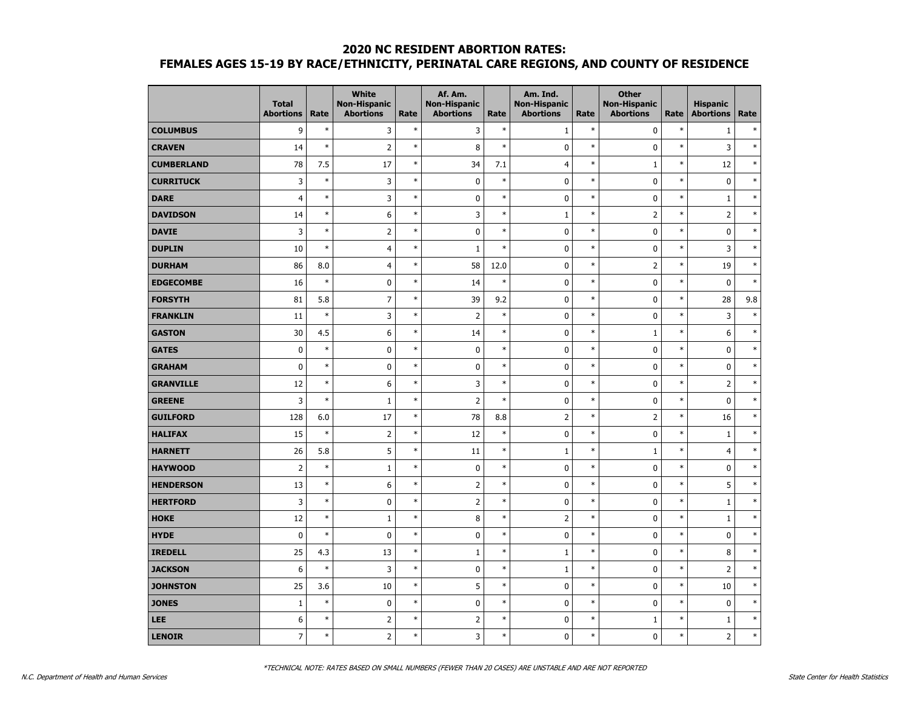## 2020 NC RESIDENT ABORTION RATES:
## FEMALES AGES 15-19 BY RACE/ETHNICITY, PERINATAL CARE REGIONS, AND COUNTY OF RESIDENCE

| | Total Abortions | Rate | White Non-Hispanic Abortions | Rate | Af. Am. Non-Hispanic Abortions | Rate | Am. Ind. Non-Hispanic Abortions | Rate | Other Non-Hispanic Abortions | Rate | Hispanic Abortions | Rate |
|---|---|---|---|---|---|---|---|---|---|---|---|---|
| **COLUMBUS** | 9 | * | 3 | * | 3 | * | 1 | * | 0 | * | 1 | * |
| **CRAVEN** | 14 | * | 2 | * | 8 | * | 0 | * | 0 | * | 3 | * |
| **CUMBERLAND** | 78 | 7.5 | 17 | * | 34 | 7.1 | 4 | * | 1 | * | 12 | * |
| **CURRITUCK** | 3 | * | 3 | * | 0 | * | 0 | * | 0 | * | 0 | * |
| **DARE** | 4 | * | 3 | * | 0 | * | 0 | * | 0 | * | 1 | * |
| **DAVIDSON** | 14 | * | 6 | * | 3 | * | 1 | * | 2 | * | 2 | * |
| **DAVIE** | 3 | * | 2 | * | 0 | * | 0 | * | 0 | * | 0 | * |
| **DUPLIN** | 10 | * | 4 | * | 1 | * | 0 | * | 0 | * | 3 | * |
| **DURHAM** | 86 | 8.0 | 4 | * | 58 | 12.0 | 0 | * | 2 | * | 19 | * |
| **EDGECOMBE** | 16 | * | 0 | * | 14 | * | 0 | * | 0 | * | 0 | * |
| **FORSYTH** | 81 | 5.8 | 7 | * | 39 | 9.2 | 0 | * | 0 | * | 28 | 9.8 |
| **FRANKLIN** | 11 | * | 3 | * | 2 | * | 0 | * | 0 | * | 3 | * |
| **GASTON** | 30 | 4.5 | 6 | * | 14 | * | 0 | * | 1 | * | 6 | * |
| **GATES** | 0 | * | 0 | * | 0 | * | 0 | * | 0 | * | 0 | * |
| **GRAHAM** | 0 | * | 0 | * | 0 | * | 0 | * | 0 | * | 0 | * |
| **GRANVILLE** | 12 | * | 6 | * | 3 | * | 0 | * | 0 | * | 2 | * |
| **GREENE** | 3 | * | 1 | * | 2 | * | 0 | * | 0 | * | 0 | * |
| **GUILFORD** | 128 | 6.0 | 17 | * | 78 | 8.8 | 2 | * | 2 | * | 16 | * |
| **HALIFAX** | 15 | * | 2 | * | 12 | * | 0 | * | 0 | * | 1 | * |
| **HARNETT** | 26 | 5.8 | 5 | * | 11 | * | 1 | * | 1 | * | 4 | * |
| **HAYWOOD** | 2 | * | 1 | * | 0 | * | 0 | * | 0 | * | 0 | * |
| **HENDERSON** | 13 | * | 6 | * | 2 | * | 0 | * | 0 | * | 5 | * |
| **HERTFORD** | 3 | * | 0 | * | 2 | * | 0 | * | 0 | * | 1 | * |
| **HOKE** | 12 | * | 1 | * | 8 | * | 2 | * | 0 | * | 1 | * |
| **HYDE** | 0 | * | 0 | * | 0 | * | 0 | * | 0 | * | 0 | * |
| **IREDELL** | 25 | 4.3 | 13 | * | 1 | * | 1 | * | 0 | * | 8 | * |
| **JACKSON** | 6 | * | 3 | * | 0 | * | 1 | * | 0 | * | 2 | * |
| **JOHNSTON** | 25 | 3.6 | 10 | * | 5 | * | 0 | * | 0 | * | 10 | * |
| **JONES** | 1 | * | 0 | * | 0 | * | 0 | * | 0 | * | 0 | * |
| **LEE** | 6 | * | 2 | * | 2 | * | 0 | * | 1 | * | 1 | * |
| **LENOIR** | 7 | * | 2 | * | 3 | * | 0 | * | 0 | * | 2 | * |

*\*TECHNICAL NOTE: RATES BASED ON SMALL NUMBERS (FEWER THAN 20 CASES) ARE UNSTABLE AND ARE NOT REPORTED*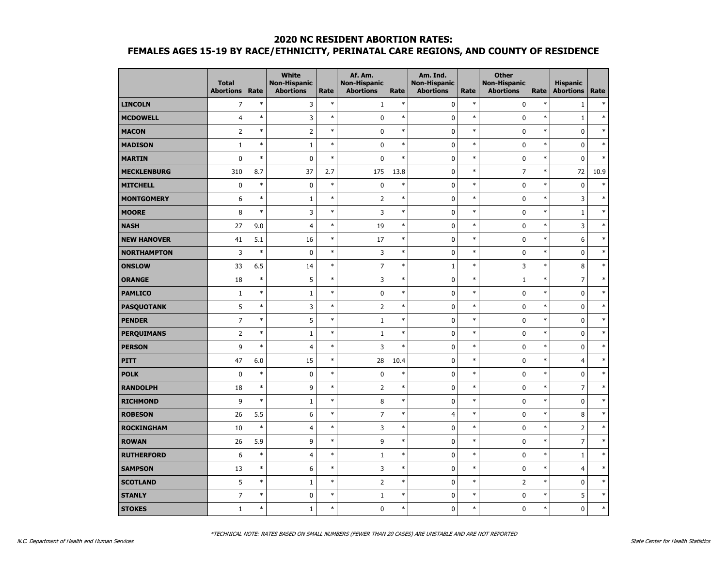## 2020 NC RESIDENT ABORTION RATES:
## FEMALES AGES 15-19 BY RACE/ETHNICITY, PERINATAL CARE REGIONS, AND COUNTY OF RESIDENCE

| | Total Abortions | Rate | White Non-Hispanic Abortions | Rate | Af. Am. Non-Hispanic Abortions | Rate | Am. Ind. Non-Hispanic Abortions | Rate | Other Non-Hispanic Abortions | Rate | Hispanic Abortions | Rate |
|---|---|---|---|---|---|---|---|---|---|---|---|---|
| **LINCOLN** | 7 | * | 3 | * | 1 | * | 0 | * | 0 | * | 1 | * |
| **MCDOWELL** | 4 | * | 3 | * | 0 | * | 0 | * | 0 | * | 1 | * |
| **MACON** | 2 | * | 2 | * | 0 | * | 0 | * | 0 | * | 0 | * |
| **MADISON** | 1 | * | 1 | * | 0 | * | 0 | * | 0 | * | 0 | * |
| **MARTIN** | 0 | * | 0 | * | 0 | * | 0 | * | 0 | * | 0 | * |
| **MECKLENBURG** | 310 | 8.7 | 37 | 2.7 | 175 | 13.8 | 0 | * | 7 | * | 72 | 10.9 |
| **MITCHELL** | 0 | * | 0 | * | 0 | * | 0 | * | 0 | * | 0 | * |
| **MONTGOMERY** | 6 | * | 1 | * | 2 | * | 0 | * | 0 | * | 3 | * |
| **MOORE** | 8 | * | 3 | * | 3 | * | 0 | * | 0 | * | 1 | * |
| **NASH** | 27 | 9.0 | 4 | * | 19 | * | 0 | * | 0 | * | 3 | * |
| **NEW HANOVER** | 41 | 5.1 | 16 | * | 17 | * | 0 | * | 0 | * | 6 | * |
| **NORTHAMPTON** | 3 | * | 0 | * | 3 | * | 0 | * | 0 | * | 0 | * |
| **ONSLOW** | 33 | 6.5 | 14 | * | 7 | * | 1 | * | 3 | * | 8 | * |
| **ORANGE** | 18 | * | 5 | * | 3 | * | 0 | * | 1 | * | 7 | * |
| **PAMLICO** | 1 | * | 1 | * | 0 | * | 0 | * | 0 | * | 0 | * |
| **PASQUOTANK** | 5 | * | 3 | * | 2 | * | 0 | * | 0 | * | 0 | * |
| **PENDER** | 7 | * | 5 | * | 1 | * | 0 | * | 0 | * | 0 | * |
| **PERQUIMANS** | 2 | * | 1 | * | 1 | * | 0 | * | 0 | * | 0 | * |
| **PERSON** | 9 | * | 4 | * | 3 | * | 0 | * | 0 | * | 0 | * |
| **PITT** | 47 | 6.0 | 15 | * | 28 | 10.4 | 0 | * | 0 | * | 4 | * |
| **POLK** | 0 | * | 0 | * | 0 | * | 0 | * | 0 | * | 0 | * |
| **RANDOLPH** | 18 | * | 9 | * | 2 | * | 0 | * | 0 | * | 7 | * |
| **RICHMOND** | 9 | * | 1 | * | 8 | * | 0 | * | 0 | * | 0 | * |
| **ROBESON** | 26 | 5.5 | 6 | * | 7 | * | 4 | * | 0 | * | 8 | * |
| **ROCKINGHAM** | 10 | * | 4 | * | 3 | * | 0 | * | 0 | * | 2 | * |
| **ROWAN** | 26 | 5.9 | 9 | * | 9 | * | 0 | * | 0 | * | 7 | * |
| **RUTHERFORD** | 6 | * | 4 | * | 1 | * | 0 | * | 0 | * | 1 | * |
| **SAMPSON** | 13 | * | 6 | * | 3 | * | 0 | * | 0 | * | 4 | * |
| **SCOTLAND** | 5 | * | 1 | * | 2 | * | 0 | * | 2 | * | 0 | * |
| **STANLY** | 7 | * | 0 | * | 1 | * | 0 | * | 0 | * | 5 | * |
| **STOKES** | 1 | * | 1 | * | 0 | * | 0 | * | 0 | * | 0 | * |

*TECHNICAL NOTE: RATES BASED ON SMALL NUMBERS (FEWER THAN 20 CASES) ARE UNSTABLE AND ARE NOT REPORTED

N.C. Department of Health and Human Services — State Center for Health Statistics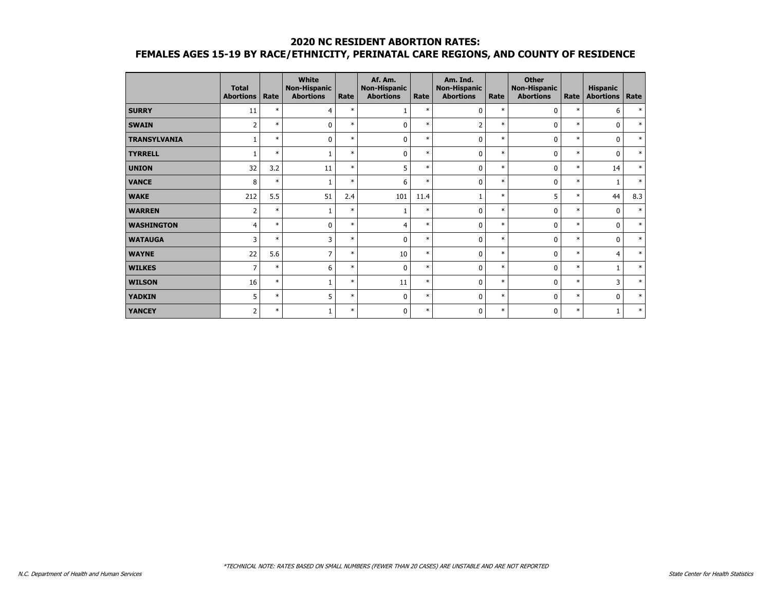## 2020 NC RESIDENT ABORTION RATES:
## FEMALES AGES 15-19 BY RACE/ETHNICITY, PERINATAL CARE REGIONS, AND COUNTY OF RESIDENCE

| | Total Abortions | Rate | White Non-Hispanic Abortions | Rate | Af. Am. Non-Hispanic Abortions | Rate | Am. Ind. Non-Hispanic Abortions | Rate | Other Non-Hispanic Abortions | Rate | Hispanic Abortions | Rate |
|---|---|---|---|---|---|---|---|---|---|---|---|---|
| **SURRY** | 11 | * | 4 | * | 1 | * | 0 | * | 0 | * | 6 | * |
| **SWAIN** | 2 | * | 0 | * | 0 | * | 2 | * | 0 | * | 0 | * |
| **TRANSYLVANIA** | 1 | * | 0 | * | 0 | * | 0 | * | 0 | * | 0 | * |
| **TYRRELL** | 1 | * | 1 | * | 0 | * | 0 | * | 0 | * | 0 | * |
| **UNION** | 32 | 3.2 | 11 | * | 5 | * | 0 | * | 0 | * | 14 | * |
| **VANCE** | 8 | * | 1 | * | 6 | * | 0 | * | 0 | * | 1 | * |
| **WAKE** | 212 | 5.5 | 51 | 2.4 | 101 | 11.4 | 1 | * | 5 | * | 44 | 8.3 |
| **WARREN** | 2 | * | 1 | * | 1 | * | 0 | * | 0 | * | 0 | * |
| **WASHINGTON** | 4 | * | 0 | * | 4 | * | 0 | * | 0 | * | 0 | * |
| **WATAUGA** | 3 | * | 3 | * | 0 | * | 0 | * | 0 | * | 0 | * |
| **WAYNE** | 22 | 5.6 | 7 | * | 10 | * | 0 | * | 0 | * | 4 | * |
| **WILKES** | 7 | * | 6 | * | 0 | * | 0 | * | 0 | * | 1 | * |
| **WILSON** | 16 | * | 1 | * | 11 | * | 0 | * | 0 | * | 3 | * |
| **YADKIN** | 5 | * | 5 | * | 0 | * | 0 | * | 0 | * | 0 | * |
| **YANCEY** | 2 | * | 1 | * | 0 | * | 0 | * | 0 | * | 1 | * |

*TECHNICAL NOTE: RATES BASED ON SMALL NUMBERS (FEWER THAN 20 CASES) ARE UNSTABLE AND ARE NOT REPORTED

*N.C. Department of Health and Human Services* *State Center for Health Statistics*